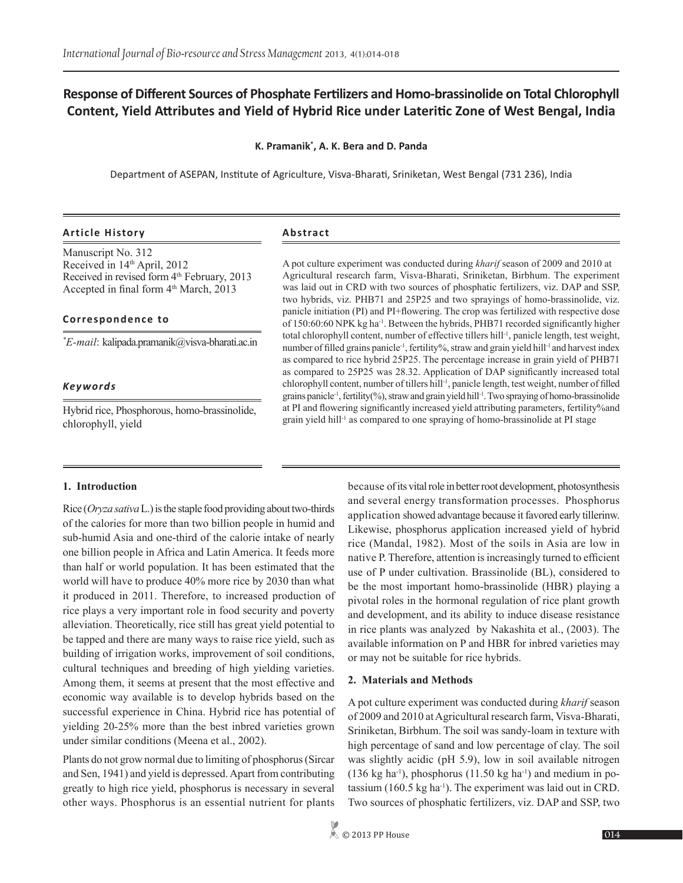# Response of Different Sources of Phosphate Fertilizers and Homo-brassinolide on Total Chlorophyll Content, Yield Attributes and Yield of Hybrid Rice under Lateritic Zone of West Bengal, India

**K. Pramanik\*, A. K. Bera and D. Panda**

Department of ASEPAN, Institute of Agriculture, Visva-Bharati, Sriniketan, West Bengal (731 236), India

### Article History

Manuscript No. 312
Received in 14th April, 2012
Received in revised form 4th February, 2013
Accepted in final form 4th March, 2013

### Correspondence to

\*E-mail: kalipada.pramanik@visva-bharati.ac.in

### Keywords

Hybrid rice, Phosphorous, homo-brassinolide, chlorophyll, yield

### Abstract

A pot culture experiment was conducted during *kharif* season of 2009 and 2010 at Agricultural research farm, Visva-Bharati, Sriniketan, Birbhum. The experiment was laid out in CRD with two sources of phosphatic fertilizers, viz. DAP and SSP, two hybrids, viz. PHB71 and 25P25 and two sprayings of homo-brassinolide, viz. panicle initiation (PI) and PI+flowering. The crop was fertilized with respective dose of 150:60:60 NPK kg ha$^{-1}$. Between the hybrids, PHB71 recorded significantly higher total chlorophyll content, number of effective tillers hill$^{-1}$, panicle length, test weight, number of filled grains panicle$^{-1}$, fertility%, straw and grain yield hill$^{-1}$ and harvest index as compared to rice hybrid 25P25. The percentage increase in grain yield of PHB71 as compared to 25P25 was 28.32. Application of DAP significantly increased total chlorophyll content, number of tillers hill$^{-1}$, panicle length, test weight, number of filled grains panicle$^{-1}$, fertility(%), straw and grain yield hill$^{-1}$. Two spraying of homo-brassinolide at PI and flowering significantly increased yield attributing parameters, fertility%and grain yield hill$^{-1}$ as compared to one spraying of homo-brassinolide at PI stage

## 1. Introduction

Rice (*Oryza sativa* L.) is the staple food providing about two-thirds of the calories for more than two billion people in humid and sub-humid Asia and one-third of the calorie intake of nearly one billion people in Africa and Latin America. It feeds more than half or world population. It has been estimated that the world will have to produce 40% more rice by 2030 than what it produced in 2011. Therefore, to increased production of rice plays a very important role in food security and poverty alleviation. Theoretically, rice still has great yield potential to be tapped and there are many ways to raise rice yield, such as building of irrigation works, improvement of soil conditions, cultural techniques and breeding of high yielding varieties. Among them, it seems at present that the most effective and economic way available is to develop hybrids based on the successful experience in China. Hybrid rice has potential of yielding 20-25% more than the best inbred varieties grown under similar conditions (Meena et al., 2002).

Plants do not grow normal due to limiting of phosphorus (Sircar and Sen, 1941) and yield is depressed. Apart from contributing greatly to high rice yield, phosphorus is necessary in several other ways. Phosphorus is an essential nutrient for plants because of its vital role in better root development, photosynthesis and several energy transformation processes. Phosphorus application showed advantage because it favored early tillerinw. Likewise, phosphorus application increased yield of hybrid rice (Mandal, 1982). Most of the soils in Asia are low in native P. Therefore, attention is increasingly turned to efficient use of P under cultivation. Brassinolide (BL), considered to be the most important homo-brassinolide (HBR) playing a pivotal roles in the hormonal regulation of rice plant growth and development, and its ability to induce disease resistance in rice plants was analyzed by Nakashita et al., (2003). The available information on P and HBR for inbred varieties may or may not be suitable for rice hybrids.

## 2. Materials and Methods

A pot culture experiment was conducted during *kharif* season of 2009 and 2010 at Agricultural research farm, Visva-Bharati, Sriniketan, Birbhum. The soil was sandy-loam in texture with high percentage of sand and low percentage of clay. The soil was slightly acidic (pH 5.9), low in soil available nitrogen (136 kg ha$^{-1}$), phosphorus (11.50 kg ha$^{-1}$) and medium in potassium (160.5 kg ha$^{-1}$). The experiment was laid out in CRD. Two sources of phosphatic fertilizers, viz. DAP and SSP, two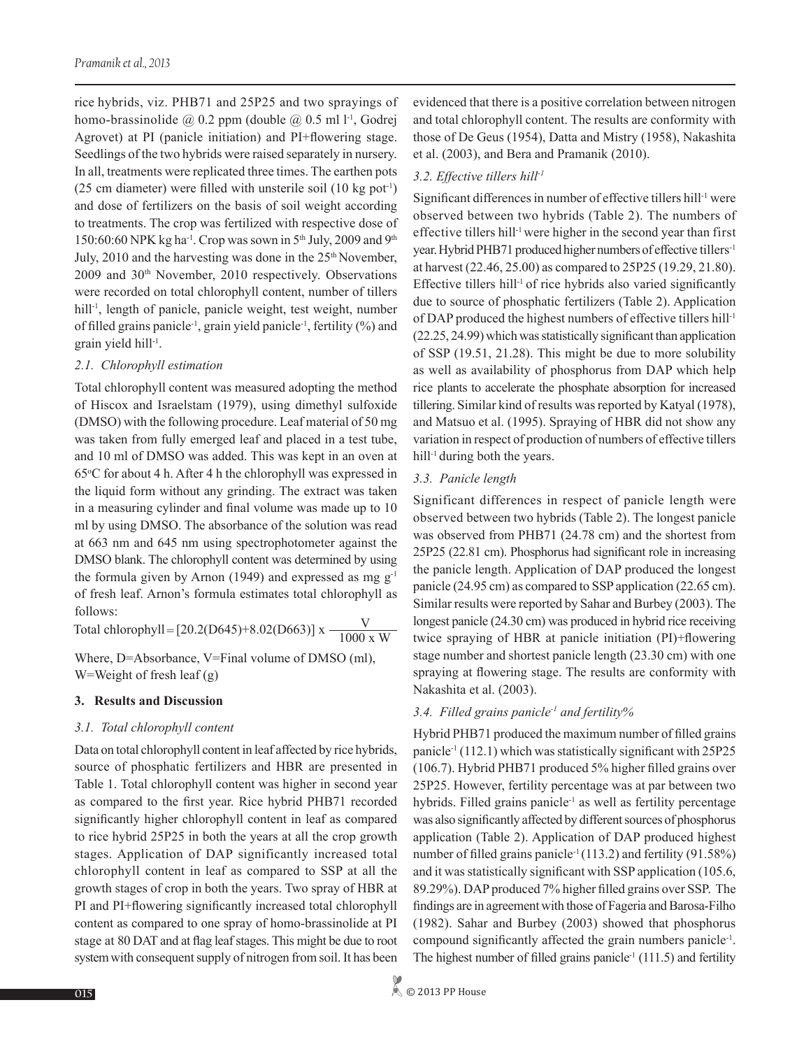rice hybrids, viz. PHB71 and 25P25 and two sprayings of homo-brassinolide @ 0.2 ppm (double @ 0.5 ml $l^{-1}$, Godrej Agrovet) at PI (panicle initiation) and PI+flowering stage. Seedlings of the two hybrids were raised separately in nursery. In all, treatments were replicated three times. The earthen pots (25 cm diameter) were filled with unsterile soil (10 kg $pot^{-1}$) and dose of fertilizers on the basis of soil weight according to treatments. The crop was fertilized with respective dose of 150:60:60 NPK kg $ha^{-1}$. Crop was sown in 5th July, 2009 and 9th July, 2010 and the harvesting was done in the 25th November, 2009 and 30th November, 2010 respectively. Observations were recorded on total chlorophyll content, number of tillers $hill^{-1}$, length of panicle, panicle weight, test weight, number of filled grains $panicle^{-1}$, grain yield $panicle^{-1}$, fertility (%) and grain yield $hill^{-1}$.

### *2.1. Chlorophyll estimation*

Total chlorophyll content was measured adopting the method of Hiscox and Israelstam (1979), using dimethyl sulfoxide (DMSO) with the following procedure. Leaf material of 50 mg was taken from fully emerged leaf and placed in a test tube, and 10 ml of DMSO was added. This was kept in an oven at 65°C for about 4 h. After 4 h the chlorophyll was expressed in the liquid form without any grinding. The extract was taken in a measuring cylinder and final volume was made up to 10 ml by using DMSO. The absorbance of the solution was read at 663 nm and 645 nm using spectrophotometer against the DMSO blank. The chlorophyll content was determined by using the formula given by Arnon (1949) and expressed as mg $g^{-1}$ of fresh leaf. Arnon's formula estimates total chlorophyll as follows:

$$\text{Total chlorophyll} = [20.2(D645)+8.02(D663)] \times \frac{V}{1000 \times W}$$

Where, D=Absorbance, V=Final volume of DMSO (ml), W=Weight of fresh leaf (g)

## 3. Results and Discussion

### *3.1. Total chlorophyll content*

Data on total chlorophyll content in leaf affected by rice hybrids, source of phosphatic fertilizers and HBR are presented in Table 1. Total chlorophyll content was higher in second year as compared to the first year. Rice hybrid PHB71 recorded significantly higher chlorophyll content in leaf as compared to rice hybrid 25P25 in both the years at all the crop growth stages. Application of DAP significantly increased total chlorophyll content in leaf as compared to SSP at all the growth stages of crop in both the years. Two spray of HBR at PI and PI+flowering significantly increased total chlorophyll content as compared to one spray of homo-brassinolide at PI stage at 80 DAT and at flag leaf stages. This might be due to root system with consequent supply of nitrogen from soil. It has been evidenced that there is a positive correlation between nitrogen and total chlorophyll content. The results are conformity with those of De Geus (1954), Datta and Mistry (1958), Nakashita et al. (2003), and Bera and Pramanik (2010).

### *3.2. Effective tillers $hill^{-1}$*

Significant differences in number of effective tillers $hill^{-1}$ were observed between two hybrids (Table 2). The numbers of effective tillers $hill^{-1}$ were higher in the second year than first year. Hybrid PHB71 produced higher numbers of effective $tillers^{-1}$ at harvest (22.46, 25.00) as compared to 25P25 (19.29, 21.80). Effective tillers $hill^{-1}$ of rice hybrids also varied significantly due to source of phosphatic fertilizers (Table 2). Application of DAP produced the highest numbers of effective tillers $hill^{-1}$ (22.25, 24.99) which was statistically significant than application of SSP (19.51, 21.28). This might be due to more solubility as well as availability of phosphorus from DAP which help rice plants to accelerate the phosphate absorption for increased tillering. Similar kind of results was reported by Katyal (1978), and Matsuo et al. (1995). Spraying of HBR did not show any variation in respect of production of numbers of effective tillers $hill^{-1}$ during both the years.

### *3.3. Panicle length*

Significant differences in respect of panicle length were observed between two hybrids (Table 2). The longest panicle was observed from PHB71 (24.78 cm) and the shortest from 25P25 (22.81 cm). Phosphorus had significant role in increasing the panicle length. Application of DAP produced the longest panicle (24.95 cm) as compared to SSP application (22.65 cm). Similar results were reported by Sahar and Burbey (2003). The longest panicle (24.30 cm) was produced in hybrid rice receiving twice spraying of HBR at panicle initiation (PI)+flowering stage number and shortest panicle length (23.30 cm) with one spraying at flowering stage. The results are conformity with Nakashita et al. (2003).

### *3.4. Filled grains $panicle^{-1}$ and fertility%*

Hybrid PHB71 produced the maximum number of filled grains $panicle^{-1}$ (112.1) which was statistically significant with 25P25 (106.7). Hybrid PHB71 produced 5% higher filled grains over 25P25. However, fertility percentage was at par between two hybrids. Filled grains $panicle^{-1}$ as well as fertility percentage was also significantly affected by different sources of phosphorus application (Table 2). Application of DAP produced highest number of filled grains $panicle^{-1}$ (113.2) and fertility (91.58%) and it was statistically significant with SSP application (105.6, 89.29%). DAP produced 7% higher filled grains over SSP. The findings are in agreement with those of Fageria and Barosa-Filho (1982). Sahar and Burbey (2003) showed that phosphorus compound significantly affected the grain numbers $panicle^{-1}$. The highest number of filled grains $panicle^{-1}$ (111.5) and fertility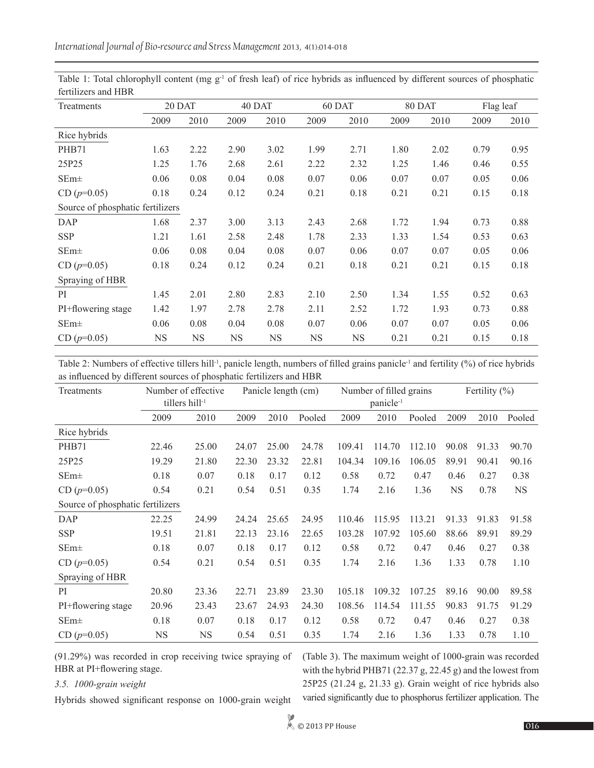Table 1: Total chlorophyll content (mg $g^{-1}$ of fresh leaf) of rice hybrids as influenced by different sources of phosphatic fertilizers and HBR

| Treatments | 20 DAT | | 40 DAT | | 60 DAT | | 80 DAT | | Flag leaf | |
|---|---|---|---|---|---|---|---|---|---|---|
| | 2009 | 2010 | 2009 | 2010 | 2009 | 2010 | 2009 | 2010 | 2009 | 2010 |
| Rice hybrids | | | | | | | | | | |
| PHB71 | 1.63 | 2.22 | 2.90 | 3.02 | 1.99 | 2.71 | 1.80 | 2.02 | 0.79 | 0.95 |
| 25P25 | 1.25 | 1.76 | 2.68 | 2.61 | 2.22 | 2.32 | 1.25 | 1.46 | 0.46 | 0.55 |
| SEm± | 0.06 | 0.08 | 0.04 | 0.08 | 0.07 | 0.06 | 0.07 | 0.07 | 0.05 | 0.06 |
| CD ($p$=0.05) | 0.18 | 0.24 | 0.12 | 0.24 | 0.21 | 0.18 | 0.21 | 0.21 | 0.15 | 0.18 |
| Source of phosphatic fertilizers | | | | | | | | | | |
| DAP | 1.68 | 2.37 | 3.00 | 3.13 | 2.43 | 2.68 | 1.72 | 1.94 | 0.73 | 0.88 |
| SSP | 1.21 | 1.61 | 2.58 | 2.48 | 1.78 | 2.33 | 1.33 | 1.54 | 0.53 | 0.63 |
| SEm± | 0.06 | 0.08 | 0.04 | 0.08 | 0.07 | 0.06 | 0.07 | 0.07 | 0.05 | 0.06 |
| CD ($p$=0.05) | 0.18 | 0.24 | 0.12 | 0.24 | 0.21 | 0.18 | 0.21 | 0.21 | 0.15 | 0.18 |
| Spraying of HBR | | | | | | | | | | |
| PI | 1.45 | 2.01 | 2.80 | 2.83 | 2.10 | 2.50 | 1.34 | 1.55 | 0.52 | 0.63 |
| PI+flowering stage | 1.42 | 1.97 | 2.78 | 2.78 | 2.11 | 2.52 | 1.72 | 1.93 | 0.73 | 0.88 |
| SEm± | 0.06 | 0.08 | 0.04 | 0.08 | 0.07 | 0.06 | 0.07 | 0.07 | 0.05 | 0.06 |
| CD ($p$=0.05) | NS | NS | NS | NS | NS | NS | 0.21 | 0.21 | 0.15 | 0.18 |

Table 2: Numbers of effective tillers $hill^{-1}$, panicle length, numbers of filled grains $panicle^{-1}$ and fertility (%) of rice hybrids as influenced by different sources of phosphatic fertilizers and HBR

| Treatments | Number of effective tillers $hill^{-1}$ | | Panicle length (cm) | | | Number of filled grains $panicle^{-1}$ | | | Fertility (%) | | |
|---|---|---|---|---|---|---|---|---|---|---|---|
| | 2009 | 2010 | 2009 | 2010 | Pooled | 2009 | 2010 | Pooled | 2009 | 2010 | Pooled |
| Rice hybrids | | | | | | | | | | | |
| PHB71 | 22.46 | 25.00 | 24.07 | 25.00 | 24.78 | 109.41 | 114.70 | 112.10 | 90.08 | 91.33 | 90.70 |
| 25P25 | 19.29 | 21.80 | 22.30 | 23.32 | 22.81 | 104.34 | 109.16 | 106.05 | 89.91 | 90.41 | 90.16 |
| SEm± | 0.18 | 0.07 | 0.18 | 0.17 | 0.12 | 0.58 | 0.72 | 0.47 | 0.46 | 0.27 | 0.38 |
| CD ($p$=0.05) | 0.54 | 0.21 | 0.54 | 0.51 | 0.35 | 1.74 | 2.16 | 1.36 | NS | 0.78 | NS |
| Source of phosphatic fertilizers | | | | | | | | | | | |
| DAP | 22.25 | 24.99 | 24.24 | 25.65 | 24.95 | 110.46 | 115.95 | 113.21 | 91.33 | 91.83 | 91.58 |
| SSP | 19.51 | 21.81 | 22.13 | 23.16 | 22.65 | 103.28 | 107.92 | 105.60 | 88.66 | 89.91 | 89.29 |
| SEm± | 0.18 | 0.07 | 0.18 | 0.17 | 0.12 | 0.58 | 0.72 | 0.47 | 0.46 | 0.27 | 0.38 |
| CD ($p$=0.05) | 0.54 | 0.21 | 0.54 | 0.51 | 0.35 | 1.74 | 2.16 | 1.36 | 1.33 | 0.78 | 1.10 |
| Spraying of HBR | | | | | | | | | | | |
| PI | 20.80 | 23.36 | 22.71 | 23.89 | 23.30 | 105.18 | 109.32 | 107.25 | 89.16 | 90.00 | 89.58 |
| PI+flowering stage | 20.96 | 23.43 | 23.67 | 24.93 | 24.30 | 108.56 | 114.54 | 111.55 | 90.83 | 91.75 | 91.29 |
| SEm± | 0.18 | 0.07 | 0.18 | 0.17 | 0.12 | 0.58 | 0.72 | 0.47 | 0.46 | 0.27 | 0.38 |
| CD ($p$=0.05) | NS | NS | 0.54 | 0.51 | 0.35 | 1.74 | 2.16 | 1.36 | 1.33 | 0.78 | 1.10 |

(91.29%) was recorded in crop receiving twice spraying of HBR at PI+flowering stage.

*3.5. 1000-grain weight*

Hybrids showed significant response on 1000-grain weight (Table 3). The maximum weight of 1000-grain was recorded with the hybrid PHB71 (22.37 g, 22.45 g) and the lowest from 25P25 (21.24 g, 21.33 g). Grain weight of rice hybrids also varied significantly due to phosphorus fertilizer application. The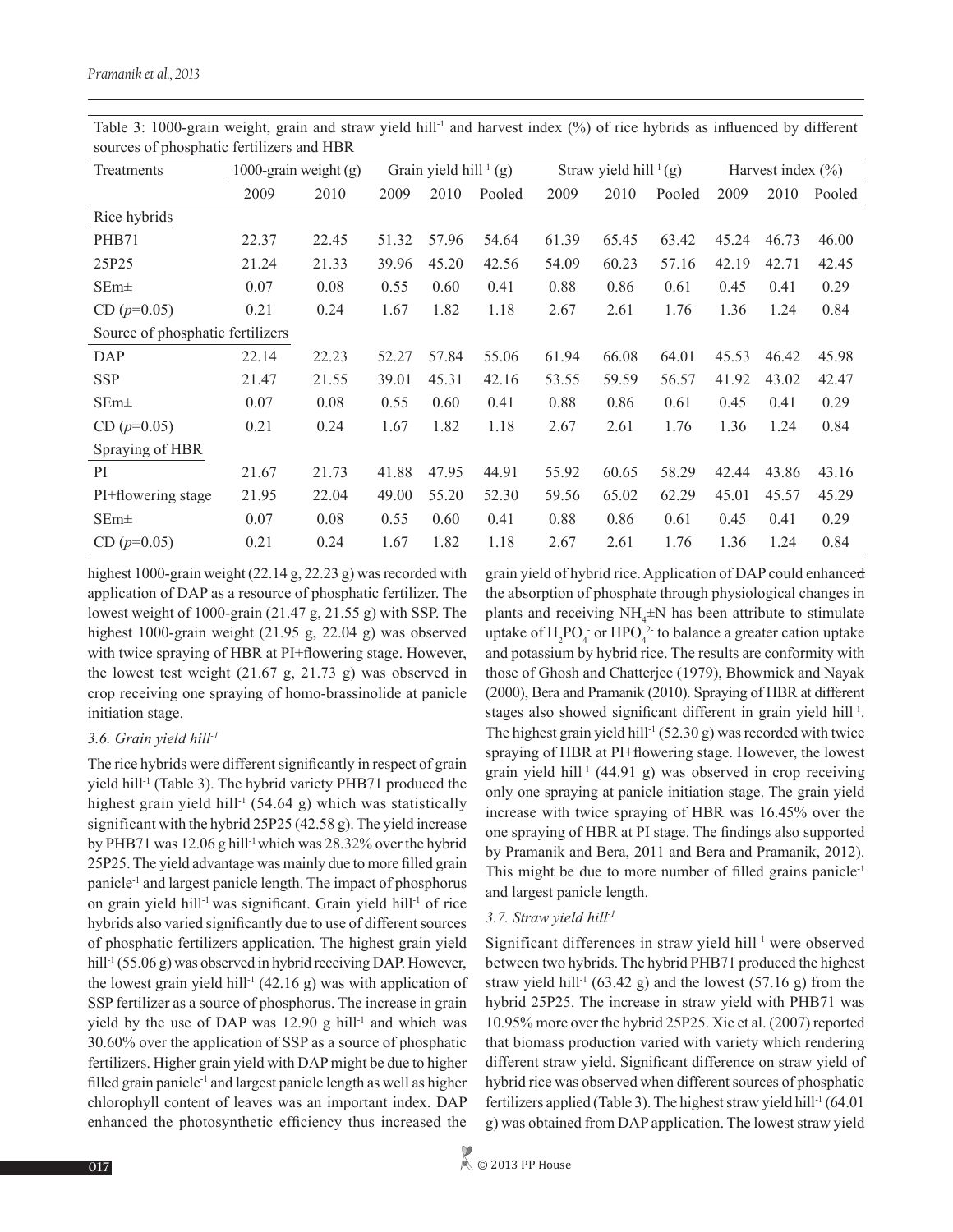Table 3: 1000-grain weight, grain and straw yield hill$^{-1}$ and harvest index (%) of rice hybrids as influenced by different sources of phosphatic fertilizers and HBR

| Treatments | 1000-grain weight (g) | | Grain yield hill$^{-1}$ (g) | | | Straw yield hill$^{-1}$ (g) | | | Harvest index (%) | | |
|---|---|---|---|---|---|---|---|---|---|---|---|
| | 2009 | 2010 | 2009 | 2010 | Pooled | 2009 | 2010 | Pooled | 2009 | 2010 | Pooled |
| Rice hybrids | | | | | | | | | | | |
| PHB71 | 22.37 | 22.45 | 51.32 | 57.96 | 54.64 | 61.39 | 65.45 | 63.42 | 45.24 | 46.73 | 46.00 |
| 25P25 | 21.24 | 21.33 | 39.96 | 45.20 | 42.56 | 54.09 | 60.23 | 57.16 | 42.19 | 42.71 | 42.45 |
| SEm± | 0.07 | 0.08 | 0.55 | 0.60 | 0.41 | 0.88 | 0.86 | 0.61 | 0.45 | 0.41 | 0.29 |
| CD ($p$=0.05) | 0.21 | 0.24 | 1.67 | 1.82 | 1.18 | 2.67 | 2.61 | 1.76 | 1.36 | 1.24 | 0.84 |
| Source of phosphatic fertilizers | | | | | | | | | | | |
| DAP | 22.14 | 22.23 | 52.27 | 57.84 | 55.06 | 61.94 | 66.08 | 64.01 | 45.53 | 46.42 | 45.98 |
| SSP | 21.47 | 21.55 | 39.01 | 45.31 | 42.16 | 53.55 | 59.59 | 56.57 | 41.92 | 43.02 | 42.47 |
| SEm± | 0.07 | 0.08 | 0.55 | 0.60 | 0.41 | 0.88 | 0.86 | 0.61 | 0.45 | 0.41 | 0.29 |
| CD ($p$=0.05) | 0.21 | 0.24 | 1.67 | 1.82 | 1.18 | 2.67 | 2.61 | 1.76 | 1.36 | 1.24 | 0.84 |
| Spraying of HBR | | | | | | | | | | | |
| PI | 21.67 | 21.73 | 41.88 | 47.95 | 44.91 | 55.92 | 60.65 | 58.29 | 42.44 | 43.86 | 43.16 |
| PI+flowering stage | 21.95 | 22.04 | 49.00 | 55.20 | 52.30 | 59.56 | 65.02 | 62.29 | 45.01 | 45.57 | 45.29 |
| SEm± | 0.07 | 0.08 | 0.55 | 0.60 | 0.41 | 0.88 | 0.86 | 0.61 | 0.45 | 0.41 | 0.29 |
| CD ($p$=0.05) | 0.21 | 0.24 | 1.67 | 1.82 | 1.18 | 2.67 | 2.61 | 1.76 | 1.36 | 1.24 | 0.84 |

highest 1000-grain weight (22.14 g, 22.23 g) was recorded with application of DAP as a resource of phosphatic fertilizer. The lowest weight of 1000-grain (21.47 g, 21.55 g) with SSP. The highest 1000-grain weight (21.95 g, 22.04 g) was observed with twice spraying of HBR at PI+flowering stage. However, the lowest test weight (21.67 g, 21.73 g) was observed in crop receiving one spraying of homo-brassinolide at panicle initiation stage.

### *3.6. Grain yield hill$^{-1}$*

The rice hybrids were different significantly in respect of grain yield hill$^{-1}$ (Table 3). The hybrid variety PHB71 produced the highest grain yield hill$^{-1}$ (54.64 g) which was statistically significant with the hybrid 25P25 (42.58 g). The yield increase by PHB71 was 12.06 g hill$^{-1}$ which was 28.32% over the hybrid 25P25. The yield advantage was mainly due to more filled grain panicle$^{-1}$ and largest panicle length. The impact of phosphorus on grain yield hill$^{-1}$ was significant. Grain yield hill$^{-1}$ of rice hybrids also varied significantly due to use of different sources of phosphatic fertilizers application. The highest grain yield hill$^{-1}$ (55.06 g) was observed in hybrid receiving DAP. However, the lowest grain yield hill$^{-1}$ (42.16 g) was with application of SSP fertilizer as a source of phosphorus. The increase in grain yield by the use of DAP was 12.90 g hill$^{-1}$ and which was 30.60% over the application of SSP as a source of phosphatic fertilizers. Higher grain yield with DAP might be due to higher filled grain panicle$^{-1}$ and largest panicle length as well as higher chlorophyll content of leaves was an important index. DAP enhanced the photosynthetic efficiency thus increased the grain yield of hybrid rice. Application of DAP could enhanced the absorption of phosphate through physiological changes in plants and receiving $NH_4$±N has been attribute to stimulate uptake of $H_2PO_4^-$ or $HPO_4^{2-}$ to balance a greater cation uptake and potassium by hybrid rice. The results are conformity with those of Ghosh and Chatterjee (1979), Bhowmick and Nayak (2000), Bera and Pramanik (2010). Spraying of HBR at different stages also showed significant different in grain yield hill$^{-1}$. The highest grain yield hill$^{-1}$ (52.30 g) was recorded with twice spraying of HBR at PI+flowering stage. However, the lowest grain yield hill$^{-1}$ (44.91 g) was observed in crop receiving only one spraying at panicle initiation stage. The grain yield increase with twice spraying of HBR was 16.45% over the one spraying of HBR at PI stage. The findings also supported by Pramanik and Bera, 2011 and Bera and Pramanik, 2012). This might be due to more number of filled grains panicle$^{-1}$ and largest panicle length.

### *3.7. Straw yield hill$^{-1}$*

Significant differences in straw yield hill$^{-1}$ were observed between two hybrids. The hybrid PHB71 produced the highest straw yield hill$^{-1}$ (63.42 g) and the lowest (57.16 g) from the hybrid 25P25. The increase in straw yield with PHB71 was 10.95% more over the hybrid 25P25. Xie et al. (2007) reported that biomass production varied with variety which rendering different straw yield. Significant difference on straw yield of hybrid rice was observed when different sources of phosphatic fertilizers applied (Table 3). The highest straw yield hill$^{-1}$ (64.01 g) was obtained from DAP application. The lowest straw yield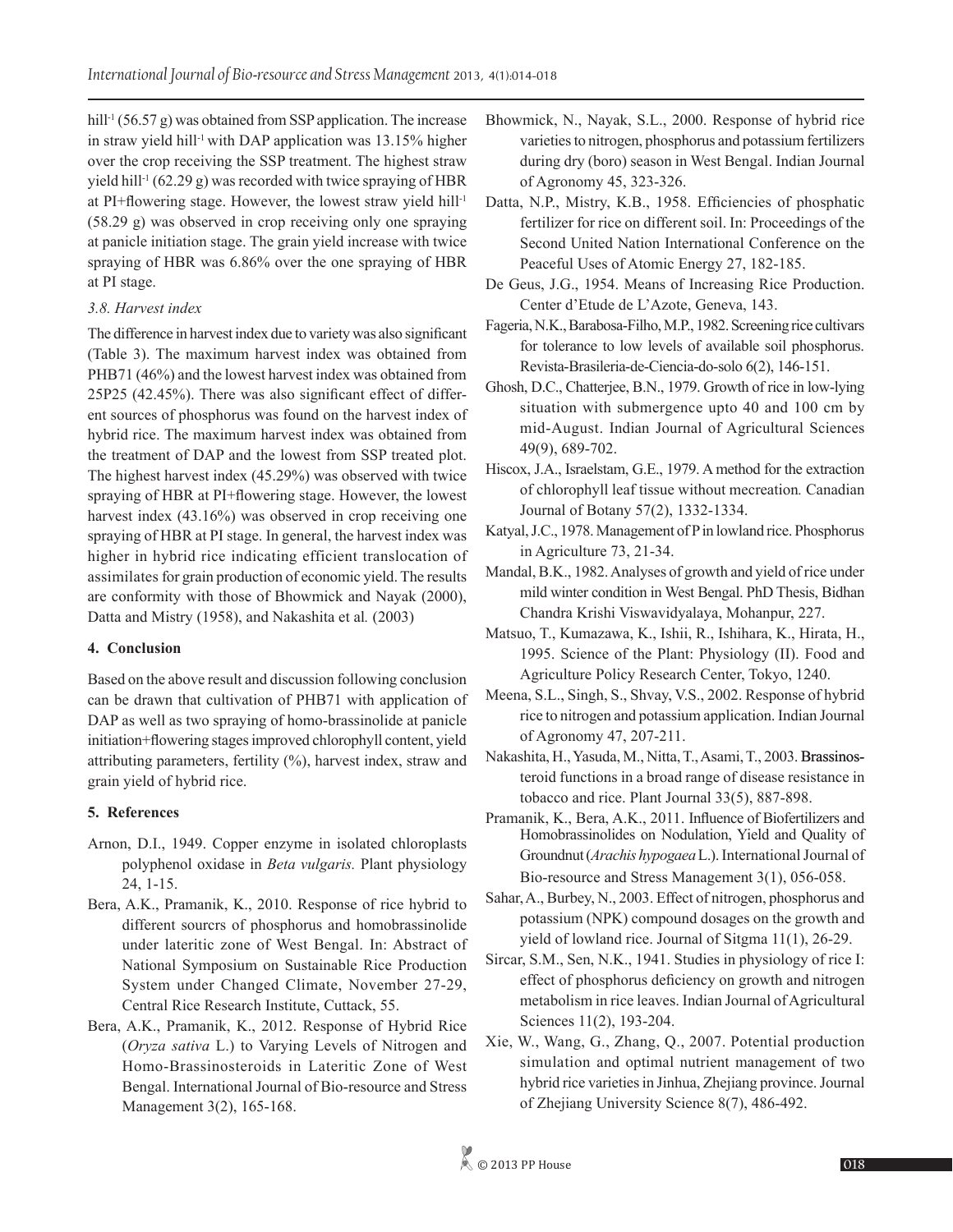hill$^{-1}$ (56.57 g) was obtained from SSP application. The increase in straw yield hill$^{-1}$ with DAP application was 13.15% higher over the crop receiving the SSP treatment. The highest straw yield hill$^{-1}$ (62.29 g) was recorded with twice spraying of HBR at PI+flowering stage. However, the lowest straw yield hill$^{-1}$ (58.29 g) was observed in crop receiving only one spraying at panicle initiation stage. The grain yield increase with twice spraying of HBR was 6.86% over the one spraying of HBR at PI stage.

### *3.8. Harvest index*

The difference in harvest index due to variety was also significant (Table 3). The maximum harvest index was obtained from PHB71 (46%) and the lowest harvest index was obtained from 25P25 (42.45%). There was also significant effect of different sources of phosphorus was found on the harvest index of hybrid rice. The maximum harvest index was obtained from the treatment of DAP and the lowest from SSP treated plot. The highest harvest index (45.29%) was observed with twice spraying of HBR at PI+flowering stage. However, the lowest harvest index (43.16%) was observed in crop receiving one spraying of HBR at PI stage. In general, the harvest index was higher in hybrid rice indicating efficient translocation of assimilates for grain production of economic yield. The results are conformity with those of Bhowmick and Nayak (2000), Datta and Mistry (1958), and Nakashita et al*.* (2003)

## 4. Conclusion

Based on the above result and discussion following conclusion can be drawn that cultivation of PHB71 with application of DAP as well as two spraying of homo-brassinolide at panicle initiation+flowering stages improved chlorophyll content, yield attributing parameters, fertility (%), harvest index, straw and grain yield of hybrid rice.

## 5. References

Arnon, D.I., 1949. Copper enzyme in isolated chloroplasts polyphenol oxidase in *Beta vulgaris.* Plant physiology 24, 1-15.

Bera, A.K., Pramanik, K., 2010. Response of rice hybrid to different sourcrs of phosphorus and homobrassinolide under lateritic zone of West Bengal. In: Abstract of National Symposium on Sustainable Rice Production System under Changed Climate, November 27-29, Central Rice Research Institute, Cuttack, 55.

Bera, A.K., Pramanik, K., 2012. Response of Hybrid Rice (*Oryza sativa* L.) to Varying Levels of Nitrogen and Homo-Brassinosteroids in Lateritic Zone of West Bengal. International Journal of Bio-resource and Stress Management 3(2), 165-168.

Bhowmick, N., Nayak, S.L., 2000. Response of hybrid rice varieties to nitrogen, phosphorus and potassium fertilizers during dry (boro) season in West Bengal. Indian Journal of Agronomy 45, 323-326.

Datta, N.P., Mistry, K.B., 1958. Efficiencies of phosphatic fertilizer for rice on different soil. In: Proceedings of the Second United Nation International Conference on the Peaceful Uses of Atomic Energy 27, 182-185.

De Geus, J.G., 1954. Means of Increasing Rice Production. Center d'Etude de L'Azote, Geneva, 143.

Fageria, N.K., Barabosa-Filho, M.P., 1982. Screening rice cultivars for tolerance to low levels of available soil phosphorus. Revista-Brasileria-de-Ciencia-do-solo 6(2), 146-151.

Ghosh, D.C., Chatterjee, B.N., 1979. Growth of rice in low-lying situation with submergence upto 40 and 100 cm by mid-August. Indian Journal of Agricultural Sciences 49(9), 689-702.

Hiscox, J.A., Israelstam, G.E., 1979. A method for the extraction of chlorophyll leaf tissue without mecreation*.* Canadian Journal of Botany 57(2), 1332-1334.

Katyal, J.C., 1978. Management of P in lowland rice. Phosphorus in Agriculture 73, 21-34.

Mandal, B.K., 1982. Analyses of growth and yield of rice under mild winter condition in West Bengal. PhD Thesis, Bidhan Chandra Krishi Viswavidyalaya, Mohanpur, 227.

Matsuo, T., Kumazawa, K., Ishii, R., Ishihara, K., Hirata, H., 1995. Science of the Plant: Physiology (II). Food and Agriculture Policy Research Center, Tokyo, 1240.

Meena, S.L., Singh, S., Shvay, V.S., 2002. Response of hybrid rice to nitrogen and potassium application. Indian Journal of Agronomy 47, 207-211.

Nakashita, H., Yasuda, M., Nitta, T., Asami, T., 2003. Brassinosteroid functions in a broad range of disease resistance in tobacco and rice. Plant Journal 33(5), 887-898.

Pramanik, K., Bera, A.K., 2011. Influence of Biofertilizers and Homobrassinolides on Nodulation, Yield and Quality of Groundnut (*Arachis hypogaea* L.). International Journal of Bio-resource and Stress Management 3(1), 056-058.

Sahar, A., Burbey, N., 2003. Effect of nitrogen, phosphorus and potassium (NPK) compound dosages on the growth and yield of lowland rice. Journal of Sitgma 11(1), 26-29.

Sircar, S.M., Sen, N.K., 1941. Studies in physiology of rice I: effect of phosphorus deficiency on growth and nitrogen metabolism in rice leaves. Indian Journal of Agricultural Sciences 11(2), 193-204.

Xie, W., Wang, G., Zhang, Q., 2007. Potential production simulation and optimal nutrient management of two hybrid rice varieties in Jinhua, Zhejiang province. Journal of Zhejiang University Science 8(7), 486-492.